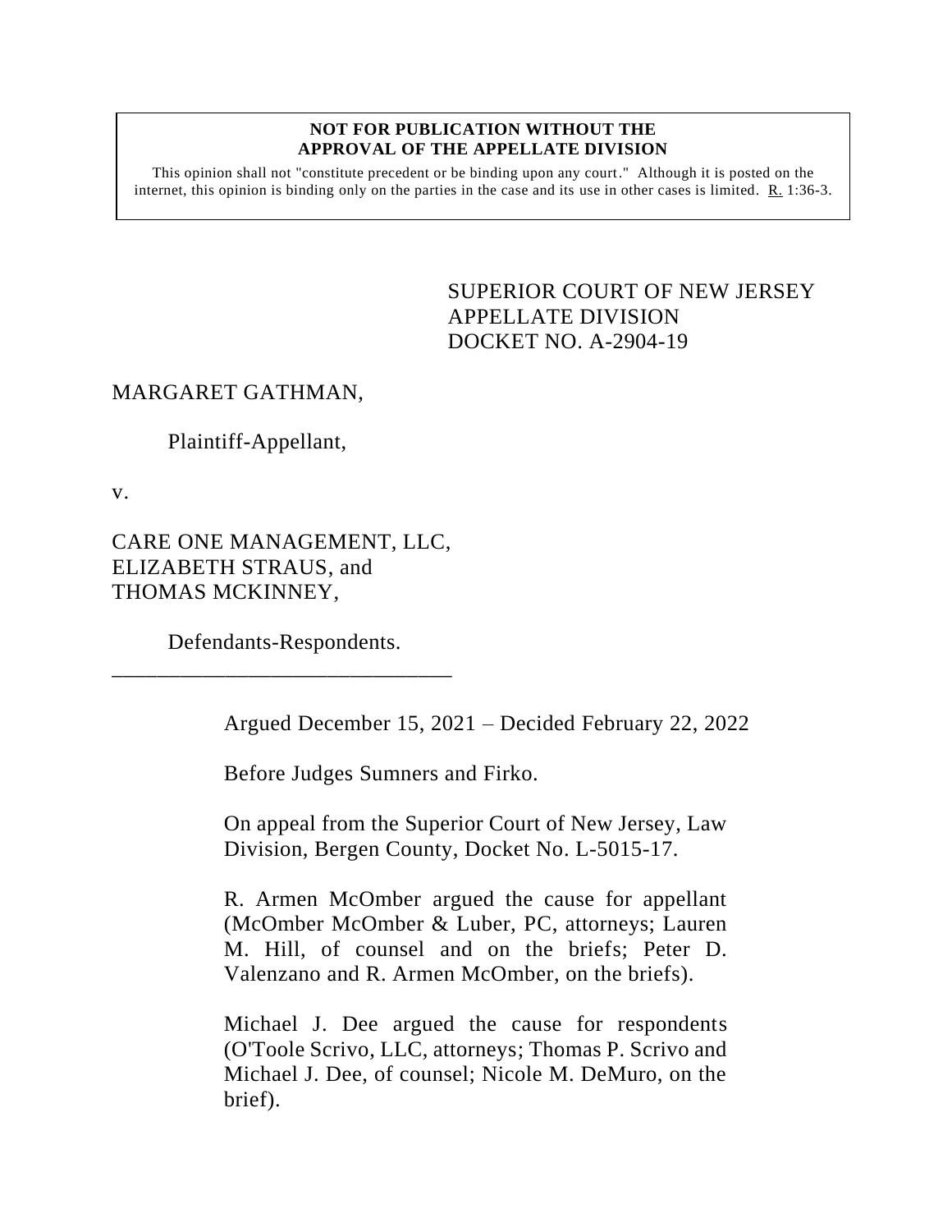**NOT FOR PUBLICATION WITHOUT THE APPROVAL OF THE APPELLATE DIVISION**

This opinion shall not "constitute precedent or be binding upon any court." Although it is posted on the internet, this opinion is binding only on the parties in the case and its use in other cases is limited. R. 1:36-3.

SUPERIOR COURT OF NEW JERSEY
APPELLATE DIVISION
DOCKET NO. A-2904-19

MARGARET GATHMAN,

Plaintiff-Appellant,

v.

CARE ONE MANAGEMENT, LLC, ELIZABETH STRAUS, and THOMAS MCKINNEY,

Defendants-Respondents.

\_\_\_\_\_\_\_\_\_\_\_\_\_\_\_\_\_\_\_\_\_\_\_\_\_\_\_\_\_\_\_

Argued December 15, 2021 – Decided February 22, 2022

Before Judges Sumners and Firko.

On appeal from the Superior Court of New Jersey, Law Division, Bergen County, Docket No. L-5015-17.

R. Armen McOmber argued the cause for appellant (McOmber McOmber & Luber, PC, attorneys; Lauren M. Hill, of counsel and on the briefs; Peter D. Valenzano and R. Armen McOmber, on the briefs).

Michael J. Dee argued the cause for respondents (O'Toole Scrivo, LLC, attorneys; Thomas P. Scrivo and Michael J. Dee, of counsel; Nicole M. DeMuro, on the brief).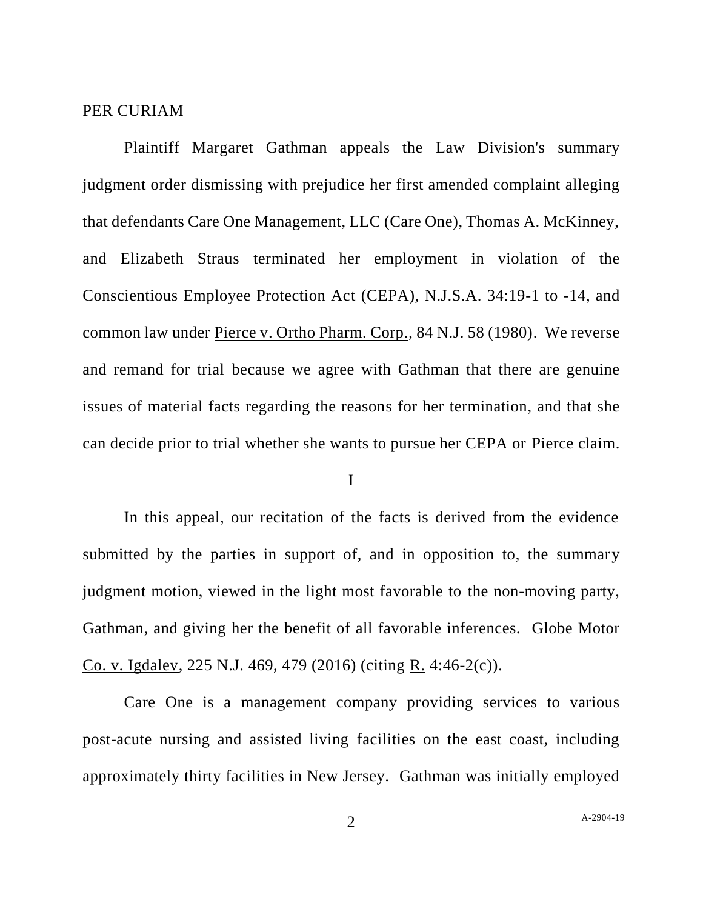PER CURIAM

Plaintiff Margaret Gathman appeals the Law Division's summary judgment order dismissing with prejudice her first amended complaint alleging that defendants Care One Management, LLC (Care One), Thomas A. McKinney, and Elizabeth Straus terminated her employment in violation of the Conscientious Employee Protection Act (CEPA), N.J.S.A. 34:19-1 to -14, and common law under Pierce v. Ortho Pharm. Corp., 84 N.J. 58 (1980). We reverse and remand for trial because we agree with Gathman that there are genuine issues of material facts regarding the reasons for her termination, and that she can decide prior to trial whether she wants to pursue her CEPA or Pierce claim.

## I

In this appeal, our recitation of the facts is derived from the evidence submitted by the parties in support of, and in opposition to, the summary judgment motion, viewed in the light most favorable to the non-moving party, Gathman, and giving her the benefit of all favorable inferences. Globe Motor Co. v. Igdalev, 225 N.J. 469, 479 (2016) (citing R. 4:46-2(c)).

Care One is a management company providing services to various post-acute nursing and assisted living facilities on the east coast, including approximately thirty facilities in New Jersey. Gathman was initially employed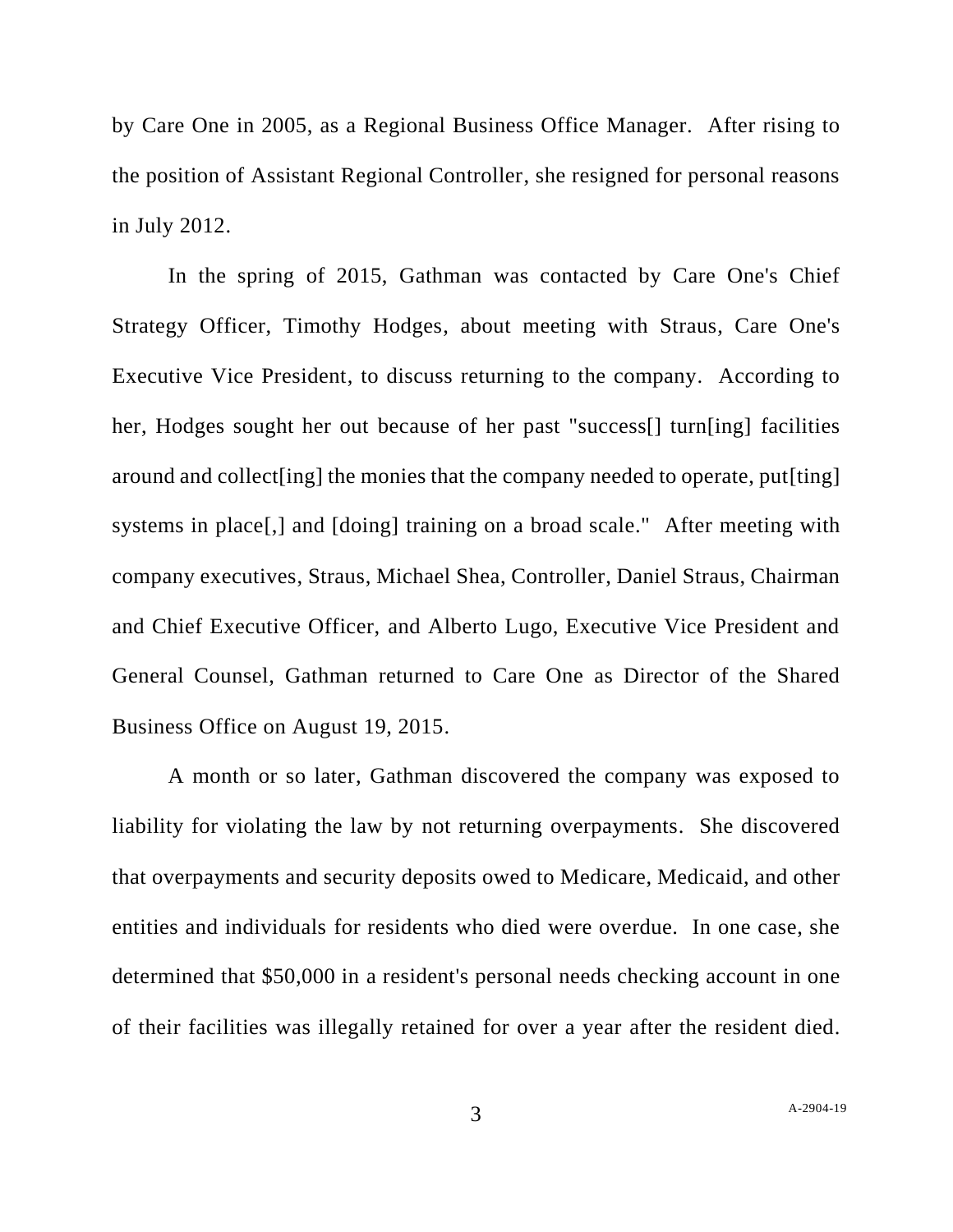by Care One in 2005, as a Regional Business Office Manager. After rising to the position of Assistant Regional Controller, she resigned for personal reasons in July 2012.

In the spring of 2015, Gathman was contacted by Care One's Chief Strategy Officer, Timothy Hodges, about meeting with Straus, Care One's Executive Vice President, to discuss returning to the company. According to her, Hodges sought her out because of her past "success[] turn[ing] facilities around and collect[ing] the monies that the company needed to operate, put[ting] systems in place[,] and [doing] training on a broad scale." After meeting with company executives, Straus, Michael Shea, Controller, Daniel Straus, Chairman and Chief Executive Officer, and Alberto Lugo, Executive Vice President and General Counsel, Gathman returned to Care One as Director of the Shared Business Office on August 19, 2015.

A month or so later, Gathman discovered the company was exposed to liability for violating the law by not returning overpayments. She discovered that overpayments and security deposits owed to Medicare, Medicaid, and other entities and individuals for residents who died were overdue. In one case, she determined that $50,000 in a resident's personal needs checking account in one of their facilities was illegally retained for over a year after the resident died.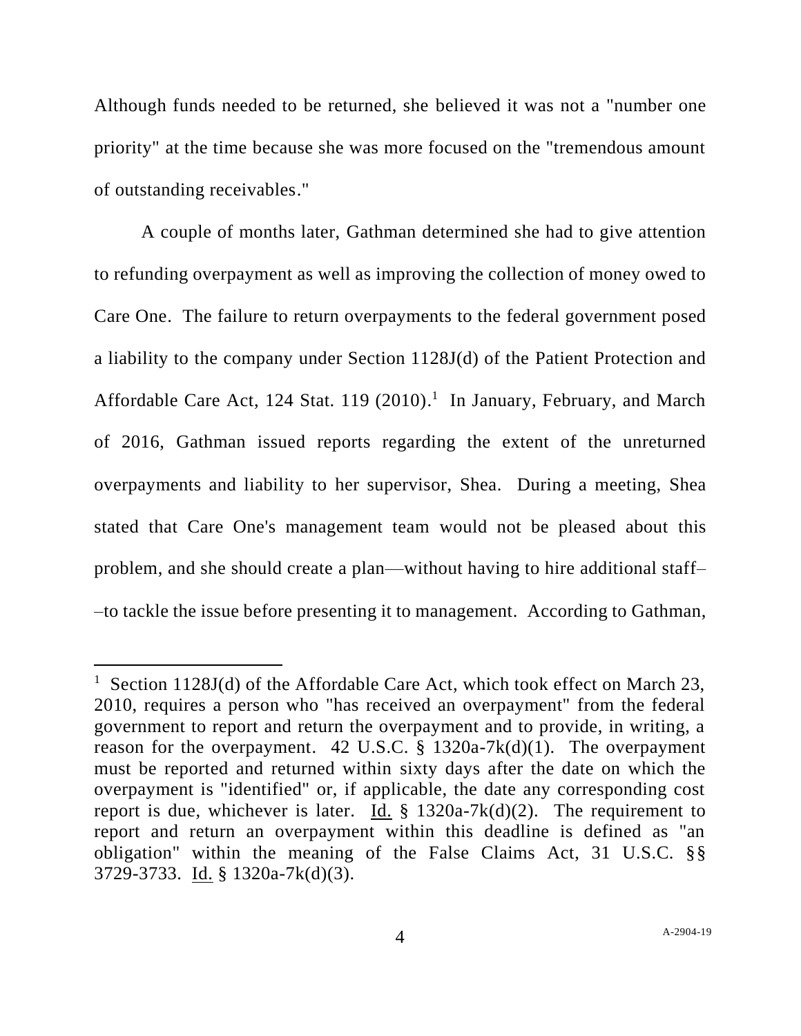Although funds needed to be returned, she believed it was not a "number one priority" at the time because she was more focused on the "tremendous amount of outstanding receivables."

A couple of months later, Gathman determined she had to give attention to refunding overpayment as well as improving the collection of money owed to Care One. The failure to return overpayments to the federal government posed a liability to the company under Section 1128J(d) of the Patient Protection and Affordable Care Act, 124 Stat. 119 (2010).[1] In January, February, and March of 2016, Gathman issued reports regarding the extent of the unreturned overpayments and liability to her supervisor, Shea. During a meeting, Shea stated that Care One's management team would not be pleased about this problem, and she should create a plan—without having to hire additional staff––to tackle the issue before presenting it to management. According to Gathman,

[1] Section 1128J(d) of the Affordable Care Act, which took effect on March 23, 2010, requires a person who "has received an overpayment" from the federal government to report and return the overpayment and to provide, in writing, a reason for the overpayment. 42 U.S.C. § 1320a-7k(d)(1). The overpayment must be reported and returned within sixty days after the date on which the overpayment is "identified" or, if applicable, the date any corresponding cost report is due, whichever is later. Id. § 1320a-7k(d)(2). The requirement to report and return an overpayment within this deadline is defined as "an obligation" within the meaning of the False Claims Act, 31 U.S.C. §§ 3729-3733. Id. § 1320a-7k(d)(3).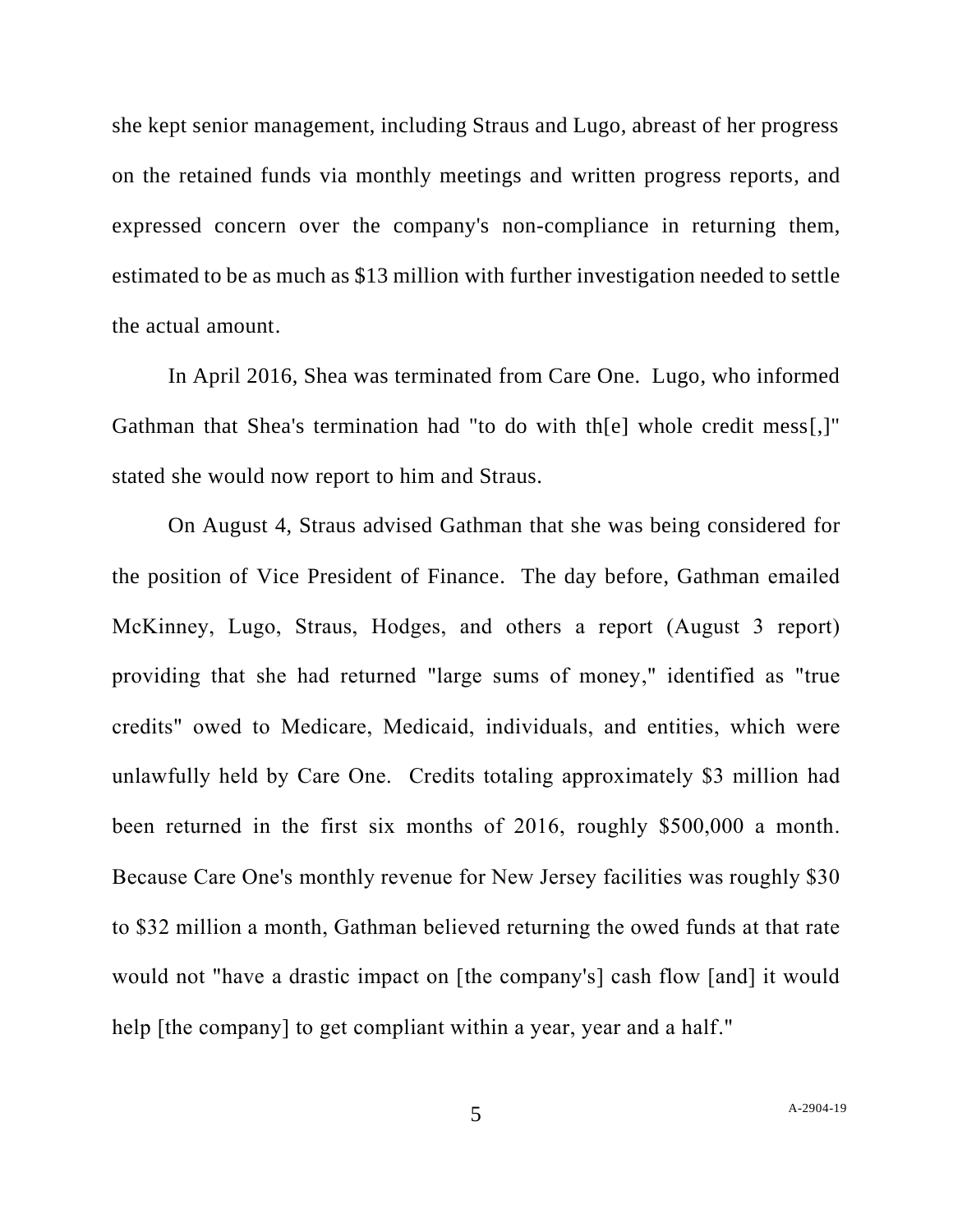she kept senior management, including Straus and Lugo, abreast of her progress on the retained funds via monthly meetings and written progress reports, and expressed concern over the company's non-compliance in returning them, estimated to be as much as $13 million with further investigation needed to settle the actual amount.

In April 2016, Shea was terminated from Care One. Lugo, who informed Gathman that Shea's termination had "to do with th[e] whole credit mess[,]" stated she would now report to him and Straus.

On August 4, Straus advised Gathman that she was being considered for the position of Vice President of Finance. The day before, Gathman emailed McKinney, Lugo, Straus, Hodges, and others a report (August 3 report) providing that she had returned "large sums of money," identified as "true credits" owed to Medicare, Medicaid, individuals, and entities, which were unlawfully held by Care One. Credits totaling approximately $3 million had been returned in the first six months of 2016, roughly $500,000 a month. Because Care One's monthly revenue for New Jersey facilities was roughly $30 to $32 million a month, Gathman believed returning the owed funds at that rate would not "have a drastic impact on [the company's] cash flow [and] it would help [the company] to get compliant within a year, year and a half."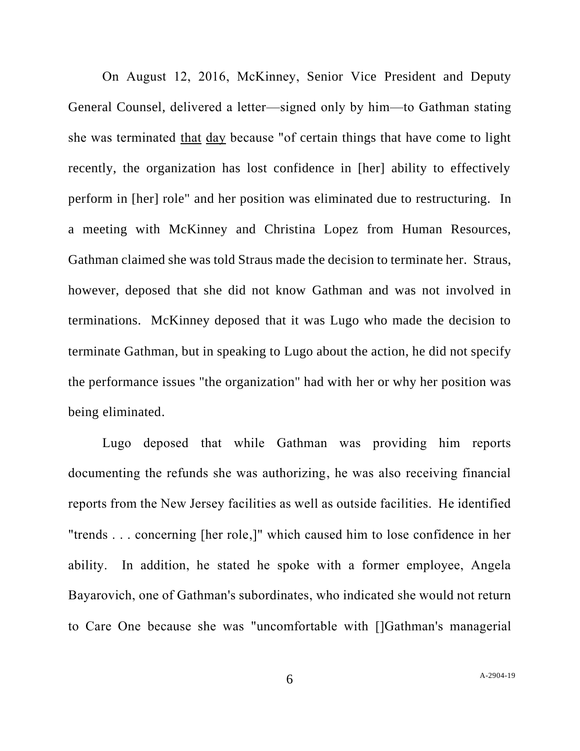On August 12, 2016, McKinney, Senior Vice President and Deputy General Counsel, delivered a letter—signed only by him—to Gathman stating she was terminated <u>that day</u> because "of certain things that have come to light recently, the organization has lost confidence in [her] ability to effectively perform in [her] role" and her position was eliminated due to restructuring. In a meeting with McKinney and Christina Lopez from Human Resources, Gathman claimed she was told Straus made the decision to terminate her. Straus, however, deposed that she did not know Gathman and was not involved in terminations. McKinney deposed that it was Lugo who made the decision to terminate Gathman, but in speaking to Lugo about the action, he did not specify the performance issues "the organization" had with her or why her position was being eliminated.

Lugo deposed that while Gathman was providing him reports documenting the refunds she was authorizing, he was also receiving financial reports from the New Jersey facilities as well as outside facilities. He identified "trends . . . concerning [her role,]" which caused him to lose confidence in her ability. In addition, he stated he spoke with a former employee, Angela Bayarovich, one of Gathman's subordinates, who indicated she would not return to Care One because she was "uncomfortable with []Gathman's managerial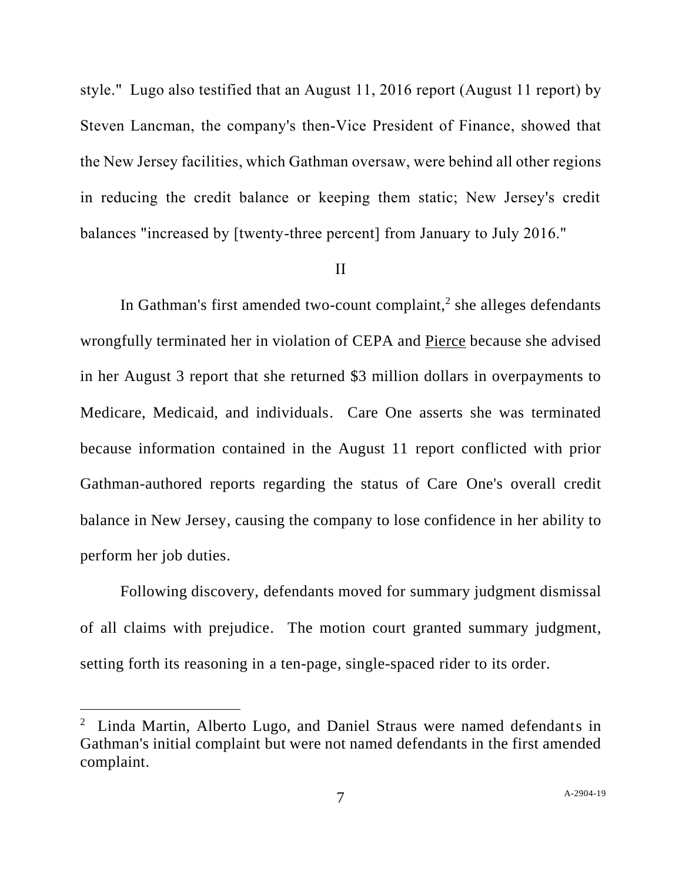style." Lugo also testified that an August 11, 2016 report (August 11 report) by Steven Lancman, the company's then-Vice President of Finance, showed that the New Jersey facilities, which Gathman oversaw, were behind all other regions in reducing the credit balance or keeping them static; New Jersey's credit balances "increased by [twenty-three percent] from January to July 2016."

## II

In Gathman's first amended two-count complaint,[2] she alleges defendants wrongfully terminated her in violation of CEPA and Pierce because she advised in her August 3 report that she returned $3 million dollars in overpayments to Medicare, Medicaid, and individuals. Care One asserts she was terminated because information contained in the August 11 report conflicted with prior Gathman-authored reports regarding the status of Care One's overall credit balance in New Jersey, causing the company to lose confidence in her ability to perform her job duties.

Following discovery, defendants moved for summary judgment dismissal of all claims with prejudice. The motion court granted summary judgment, setting forth its reasoning in a ten-page, single-spaced rider to its order.

---

[2] Linda Martin, Alberto Lugo, and Daniel Straus were named defendants in Gathman's initial complaint but were not named defendants in the first amended complaint.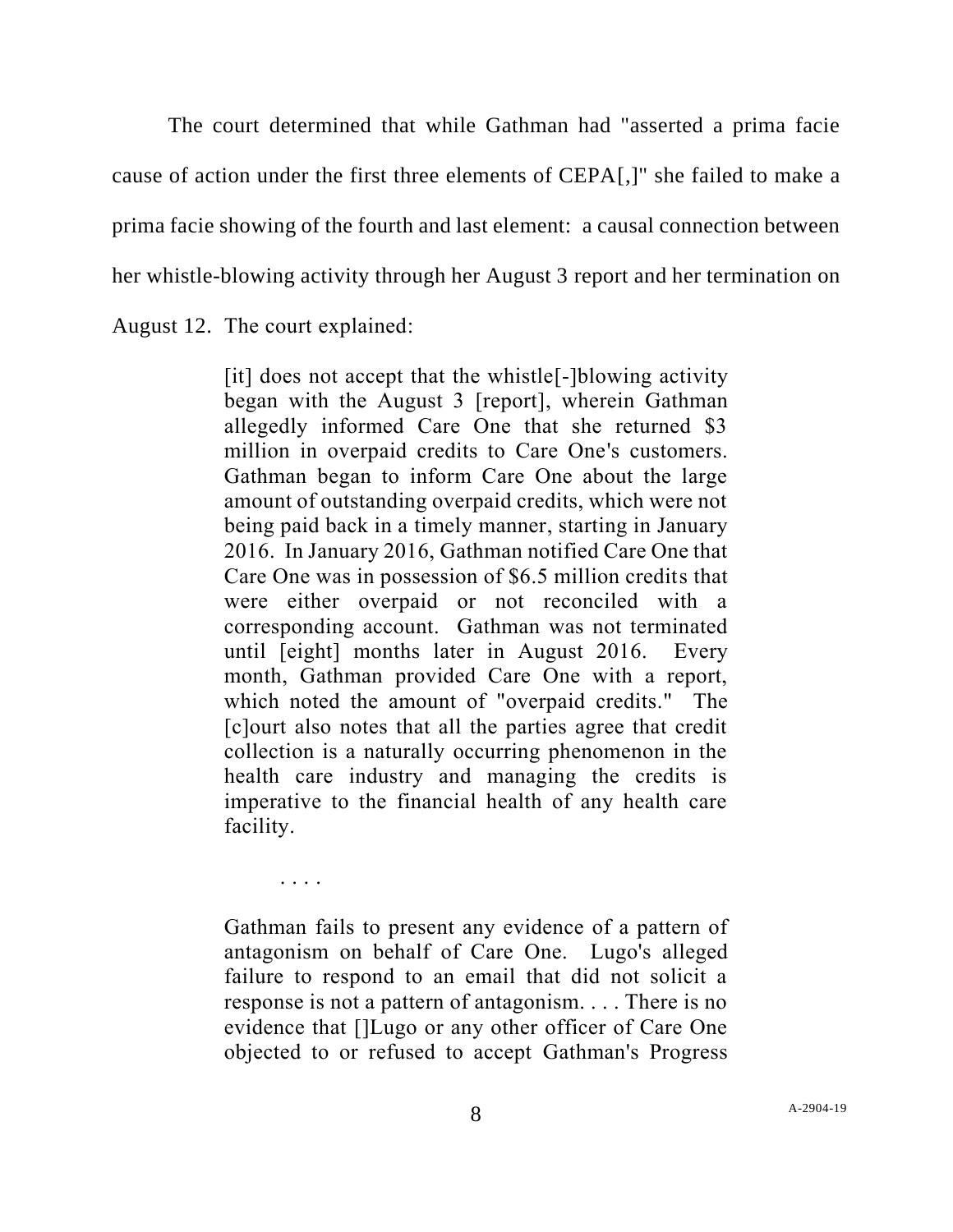The court determined that while Gathman had "asserted a prima facie cause of action under the first three elements of CEPA[,]" she failed to make a prima facie showing of the fourth and last element: a causal connection between her whistle-blowing activity through her August 3 report and her termination on August 12. The court explained:

> [it] does not accept that the whistle[-]blowing activity began with the August 3 [report], wherein Gathman allegedly informed Care One that she returned $3 million in overpaid credits to Care One's customers. Gathman began to inform Care One about the large amount of outstanding overpaid credits, which were not being paid back in a timely manner, starting in January 2016. In January 2016, Gathman notified Care One that Care One was in possession of $6.5 million credits that were either overpaid or not reconciled with a corresponding account. Gathman was not terminated until [eight] months later in August 2016. Every month, Gathman provided Care One with a report, which noted the amount of "overpaid credits." The [c]ourt also notes that all the parties agree that credit collection is a naturally occurring phenomenon in the health care industry and managing the credits is imperative to the financial health of any health care facility.
>
> . . . .
>
> Gathman fails to present any evidence of a pattern of antagonism on behalf of Care One. Lugo's alleged failure to respond to an email that did not solicit a response is not a pattern of antagonism. . . . There is no evidence that []Lugo or any other officer of Care One objected to or refused to accept Gathman's Progress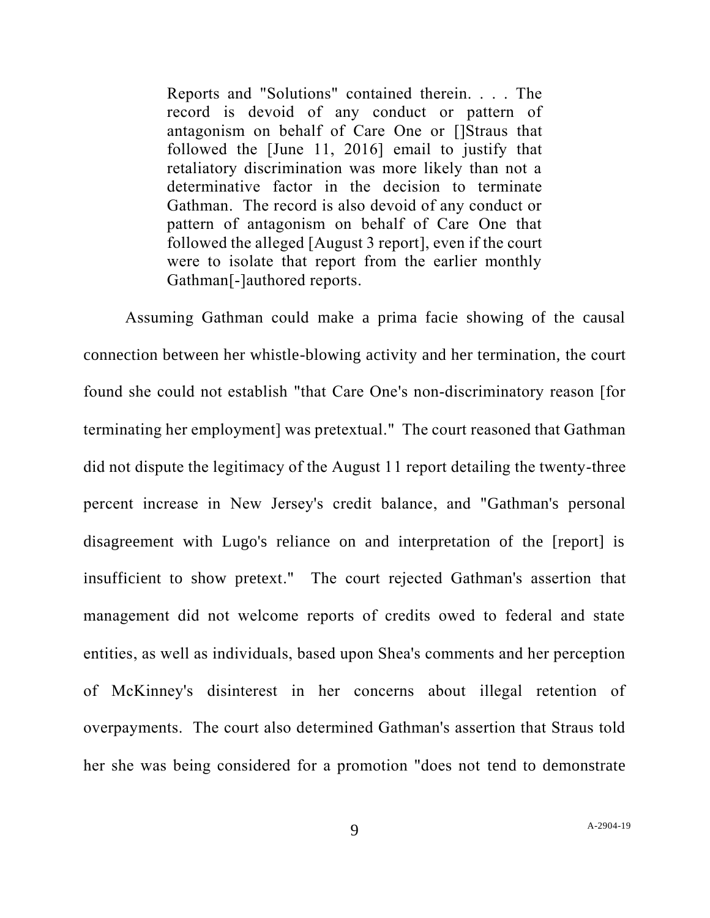> Reports and "Solutions" contained therein. . . . The record is devoid of any conduct or pattern of antagonism on behalf of Care One or []Straus that followed the [June 11, 2016] email to justify that retaliatory discrimination was more likely than not a determinative factor in the decision to terminate Gathman. The record is also devoid of any conduct or pattern of antagonism on behalf of Care One that followed the alleged [August 3 report], even if the court were to isolate that report from the earlier monthly Gathman[-]authored reports.

Assuming Gathman could make a prima facie showing of the causal connection between her whistle-blowing activity and her termination, the court found she could not establish "that Care One's non-discriminatory reason [for terminating her employment] was pretextual." The court reasoned that Gathman did not dispute the legitimacy of the August 11 report detailing the twenty-three percent increase in New Jersey's credit balance, and "Gathman's personal disagreement with Lugo's reliance on and interpretation of the [report] is insufficient to show pretext." The court rejected Gathman's assertion that management did not welcome reports of credits owed to federal and state entities, as well as individuals, based upon Shea's comments and her perception of McKinney's disinterest in her concerns about illegal retention of overpayments. The court also determined Gathman's assertion that Straus told her she was being considered for a promotion "does not tend to demonstrate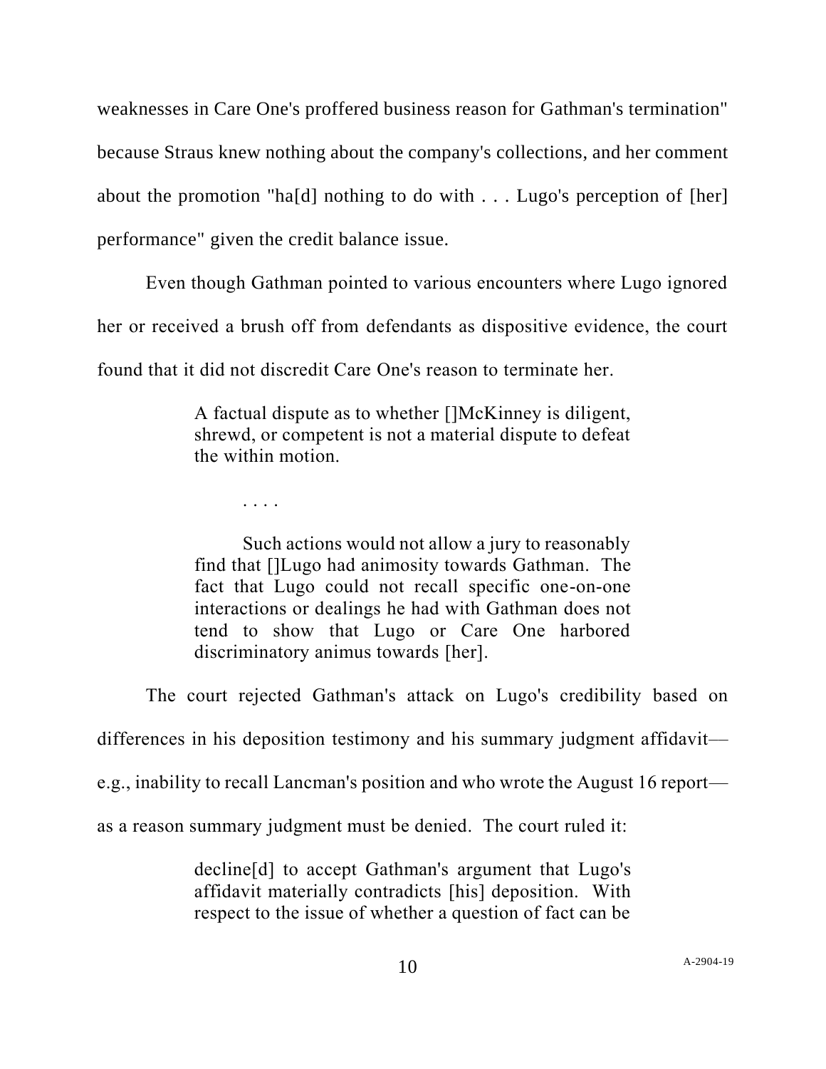weaknesses in Care One's proffered business reason for Gathman's termination" because Straus knew nothing about the company's collections, and her comment about the promotion "ha[d] nothing to do with . . . Lugo's perception of [her] performance" given the credit balance issue.

Even though Gathman pointed to various encounters where Lugo ignored her or received a brush off from defendants as dispositive evidence, the court found that it did not discredit Care One's reason to terminate her.

> A factual dispute as to whether []McKinney is diligent, shrewd, or competent is not a material dispute to defeat the within motion.
>
> . . . .
>
> Such actions would not allow a jury to reasonably find that []Lugo had animosity towards Gathman. The fact that Lugo could not recall specific one-on-one interactions or dealings he had with Gathman does not tend to show that Lugo or Care One harbored discriminatory animus towards [her].

The court rejected Gathman's attack on Lugo's credibility based on differences in his deposition testimony and his summary judgment affidavit—e.g., inability to recall Lancman's position and who wrote the August 16 report—as a reason summary judgment must be denied. The court ruled it:

> decline[d] to accept Gathman's argument that Lugo's affidavit materially contradicts [his] deposition. With respect to the issue of whether a question of fact can be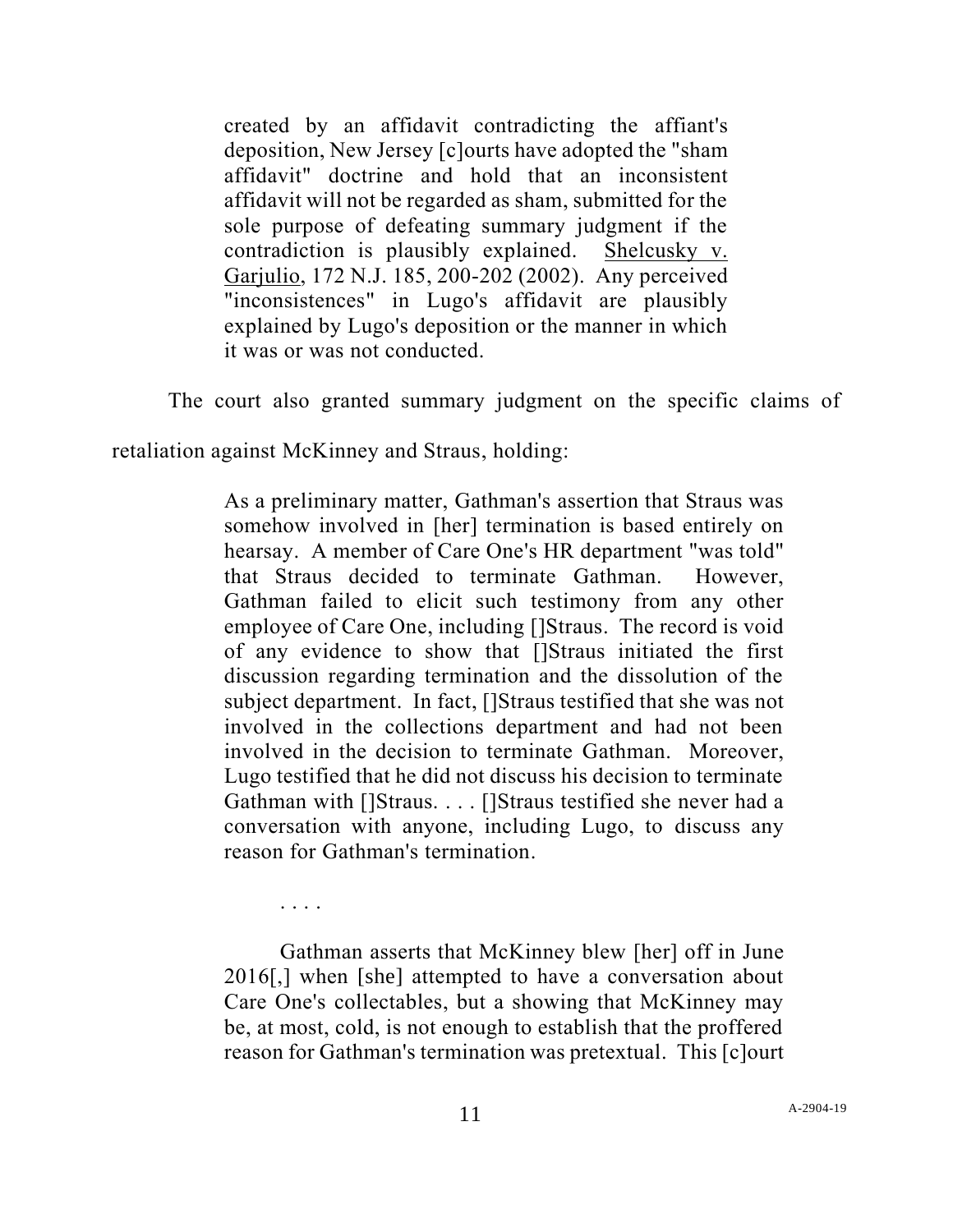> created by an affidavit contradicting the affiant's deposition, New Jersey [c]ourts have adopted the "sham affidavit" doctrine and hold that an inconsistent affidavit will not be regarded as sham, submitted for the sole purpose of defeating summary judgment if the contradiction is plausibly explained. Shelcusky v. Garjulio, 172 N.J. 185, 200-202 (2002). Any perceived "inconsistences" in Lugo's affidavit are plausibly explained by Lugo's deposition or the manner in which it was or was not conducted.

The court also granted summary judgment on the specific claims of retaliation against McKinney and Straus, holding:

> As a preliminary matter, Gathman's assertion that Straus was somehow involved in [her] termination is based entirely on hearsay. A member of Care One's HR department "was told" that Straus decided to terminate Gathman. However, Gathman failed to elicit such testimony from any other employee of Care One, including []Straus. The record is void of any evidence to show that []Straus initiated the first discussion regarding termination and the dissolution of the subject department. In fact, []Straus testified that she was not involved in the collections department and had not been involved in the decision to terminate Gathman. Moreover, Lugo testified that he did not discuss his decision to terminate Gathman with []Straus. . . . []Straus testified she never had a conversation with anyone, including Lugo, to discuss any reason for Gathman's termination.
>
> . . . .
>
> Gathman asserts that McKinney blew [her] off in June 2016[,] when [she] attempted to have a conversation about Care One's collectables, but a showing that McKinney may be, at most, cold, is not enough to establish that the proffered reason for Gathman's termination was pretextual. This [c]ourt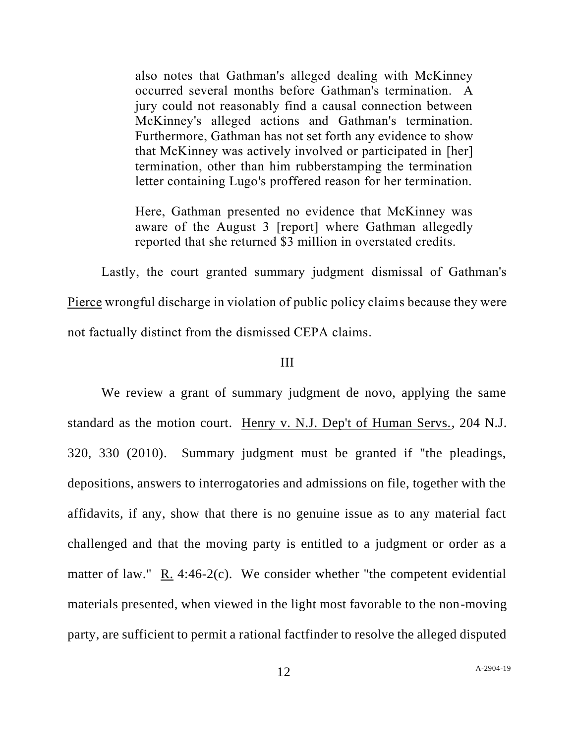> also notes that Gathman's alleged dealing with McKinney occurred several months before Gathman's termination. A jury could not reasonably find a causal connection between McKinney's alleged actions and Gathman's termination. Furthermore, Gathman has not set forth any evidence to show that McKinney was actively involved or participated in [her] termination, other than him rubberstamping the termination letter containing Lugo's proffered reason for her termination.
>
> Here, Gathman presented no evidence that McKinney was aware of the August 3 [report] where Gathman allegedly reported that she returned $3 million in overstated credits.

Lastly, the court granted summary judgment dismissal of Gathman's Pierce wrongful discharge in violation of public policy claims because they were not factually distinct from the dismissed CEPA claims.

## III

We review a grant of summary judgment de novo, applying the same standard as the motion court. Henry v. N.J. Dep't of Human Servs., 204 N.J. 320, 330 (2010). Summary judgment must be granted if "the pleadings, depositions, answers to interrogatories and admissions on file, together with the affidavits, if any, show that there is no genuine issue as to any material fact challenged and that the moving party is entitled to a judgment or order as a matter of law." R. 4:46-2(c). We consider whether "the competent evidential materials presented, when viewed in the light most favorable to the non-moving party, are sufficient to permit a rational factfinder to resolve the alleged disputed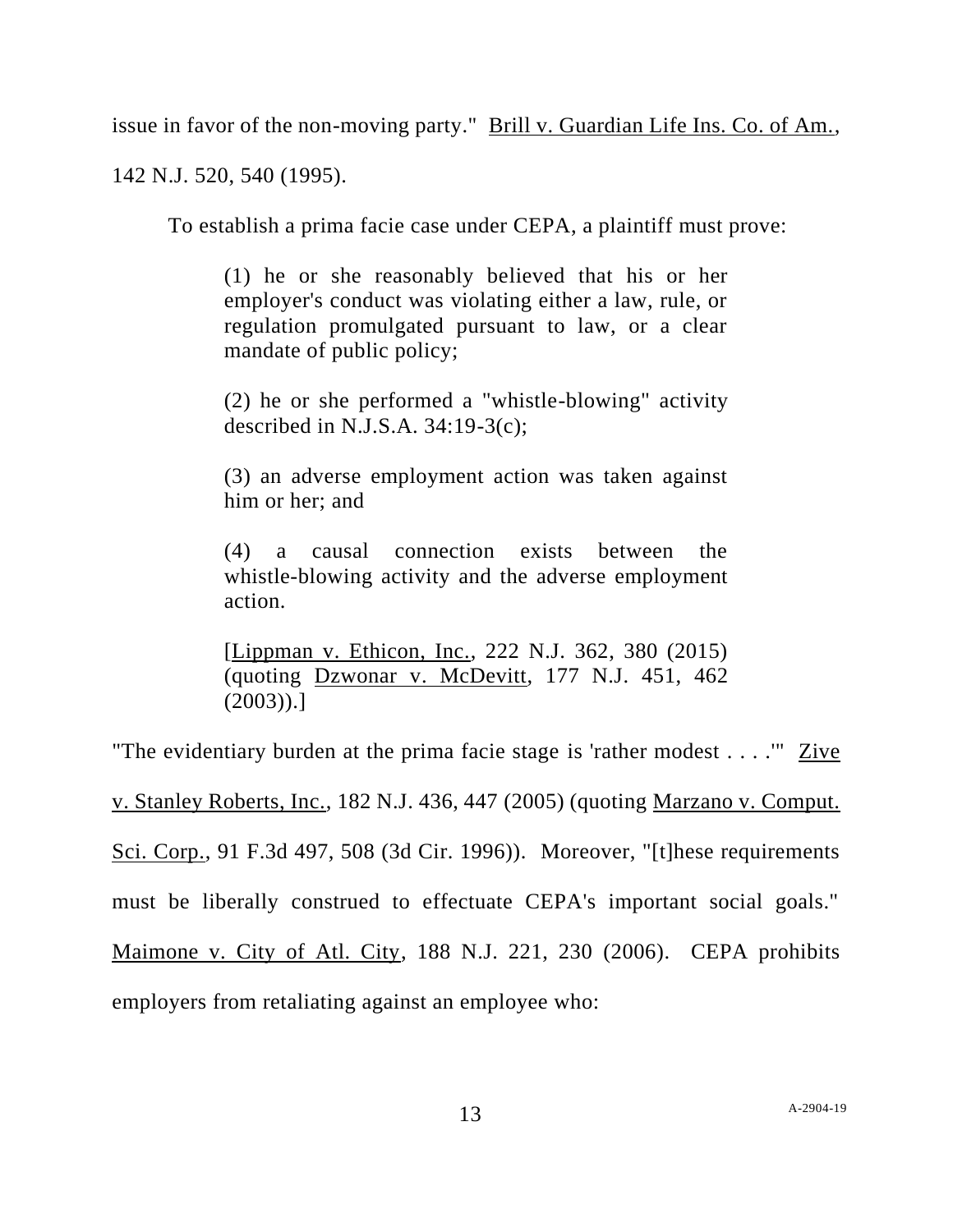issue in favor of the non-moving party." Brill v. Guardian Life Ins. Co. of Am., 142 N.J. 520, 540 (1995).

To establish a prima facie case under CEPA, a plaintiff must prove:

> (1) he or she reasonably believed that his or her employer's conduct was violating either a law, rule, or regulation promulgated pursuant to law, or a clear mandate of public policy;
>
> (2) he or she performed a "whistle-blowing" activity described in N.J.S.A. 34:19-3(c);
>
> (3) an adverse employment action was taken against him or her; and
>
> (4) a causal connection exists between the whistle-blowing activity and the adverse employment action.
>
> [Lippman v. Ethicon, Inc., 222 N.J. 362, 380 (2015) (quoting Dzwonar v. McDevitt, 177 N.J. 451, 462 (2003)).]

"The evidentiary burden at the prima facie stage is 'rather modest . . . .'" Zive v. Stanley Roberts, Inc., 182 N.J. 436, 447 (2005) (quoting Marzano v. Comput. Sci. Corp., 91 F.3d 497, 508 (3d Cir. 1996)). Moreover, "[t]hese requirements must be liberally construed to effectuate CEPA's important social goals." Maimone v. City of Atl. City, 188 N.J. 221, 230 (2006). CEPA prohibits employers from retaliating against an employee who: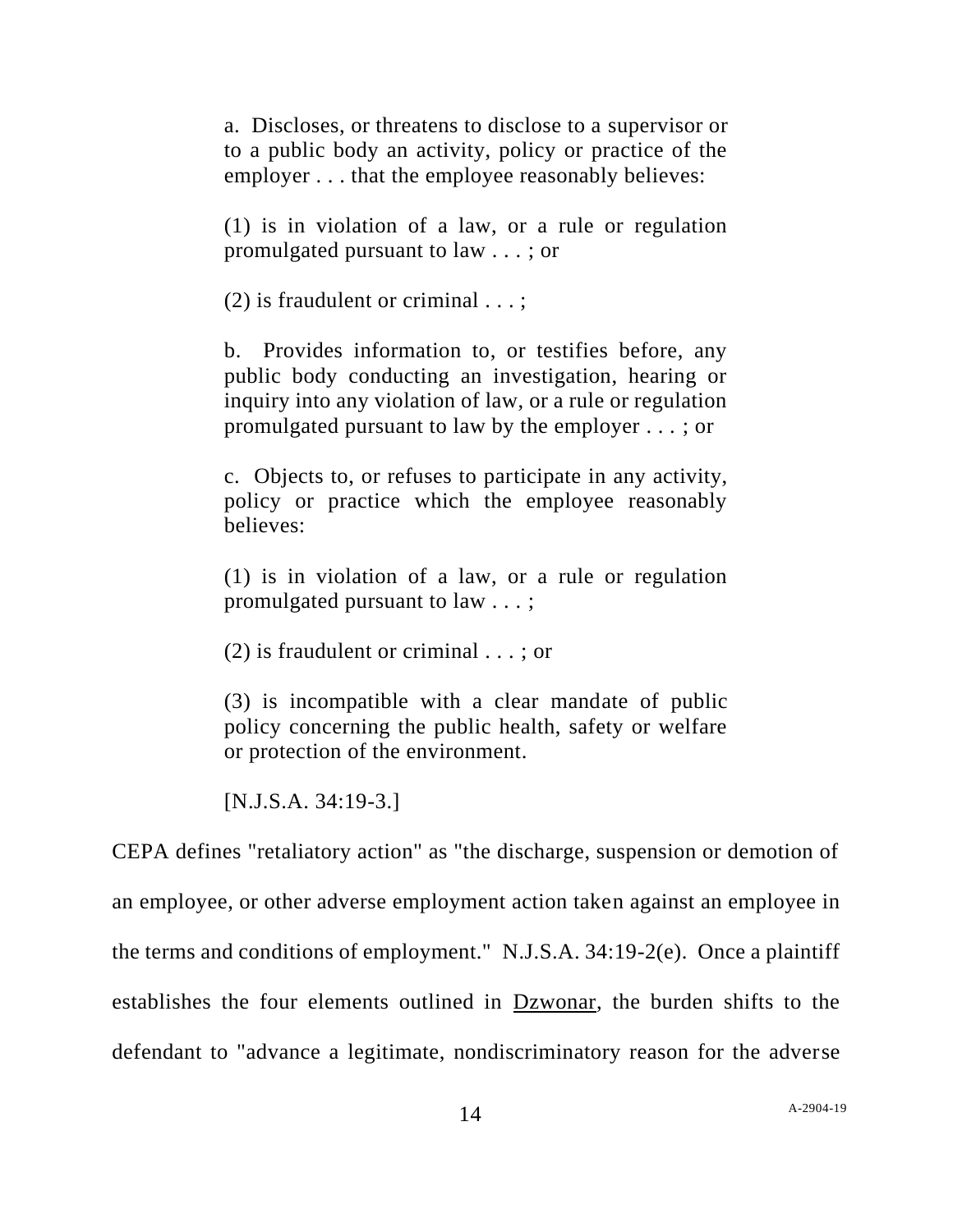> a. Discloses, or threatens to disclose to a supervisor or to a public body an activity, policy or practice of the employer . . . that the employee reasonably believes:
>
> (1) is in violation of a law, or a rule or regulation promulgated pursuant to law . . . ; or
>
> (2) is fraudulent or criminal . . . ;
>
> b. Provides information to, or testifies before, any public body conducting an investigation, hearing or inquiry into any violation of law, or a rule or regulation promulgated pursuant to law by the employer . . . ; or
>
> c. Objects to, or refuses to participate in any activity, policy or practice which the employee reasonably believes:
>
> (1) is in violation of a law, or a rule or regulation promulgated pursuant to law . . . ;
>
> (2) is fraudulent or criminal . . . ; or
>
> (3) is incompatible with a clear mandate of public policy concerning the public health, safety or welfare or protection of the environment.
>
> [N.J.S.A. 34:19-3.]

CEPA defines "retaliatory action" as "the discharge, suspension or demotion of an employee, or other adverse employment action taken against an employee in the terms and conditions of employment." N.J.S.A. 34:19-2(e). Once a plaintiff establishes the four elements outlined in Dzwonar, the burden shifts to the defendant to "advance a legitimate, nondiscriminatory reason for the adverse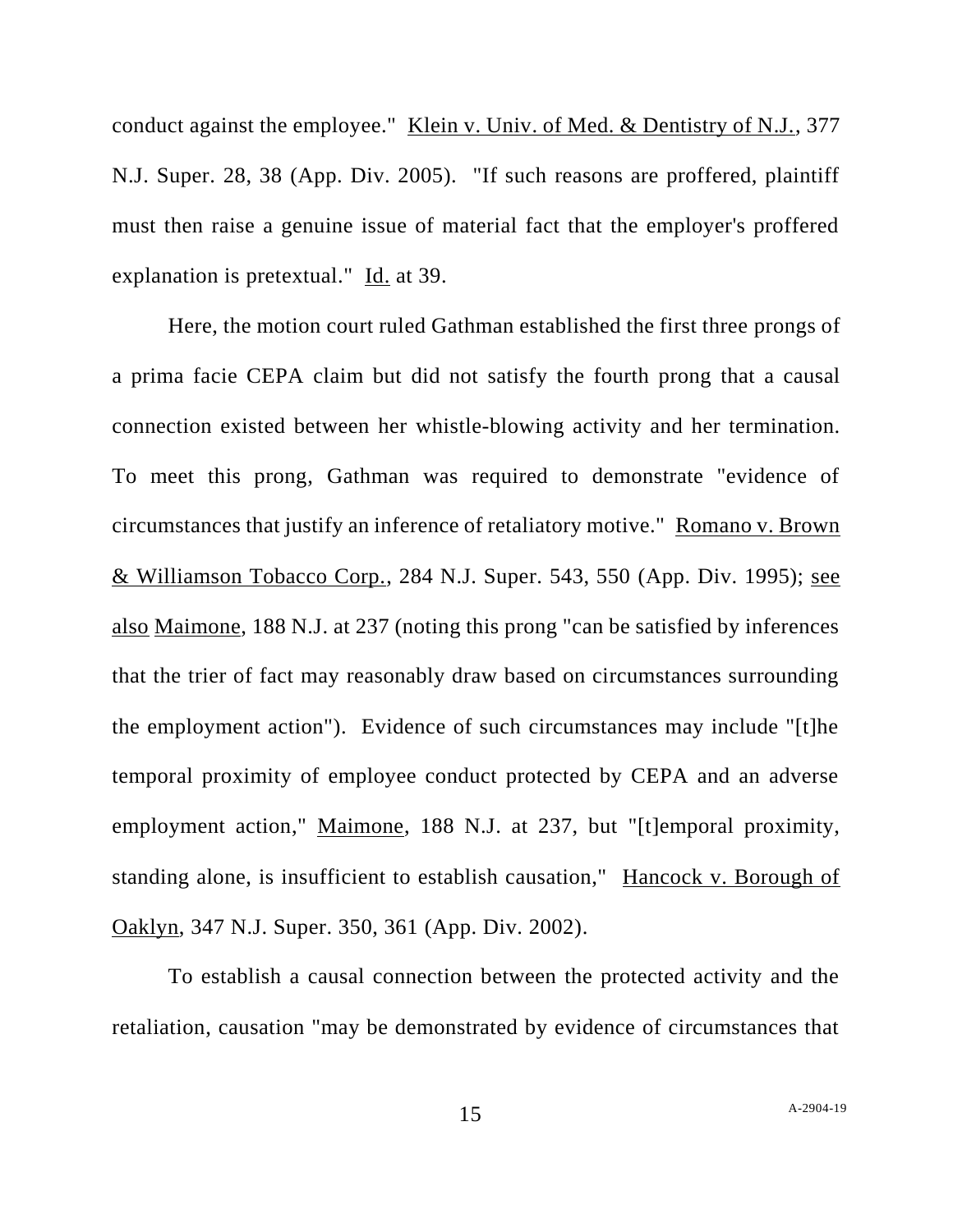conduct against the employee." Klein v. Univ. of Med. & Dentistry of N.J., 377 N.J. Super. 28, 38 (App. Div. 2005). "If such reasons are proffered, plaintiff must then raise a genuine issue of material fact that the employer's proffered explanation is pretextual." Id. at 39.

Here, the motion court ruled Gathman established the first three prongs of a prima facie CEPA claim but did not satisfy the fourth prong that a causal connection existed between her whistle-blowing activity and her termination. To meet this prong, Gathman was required to demonstrate "evidence of circumstances that justify an inference of retaliatory motive." Romano v. Brown & Williamson Tobacco Corp., 284 N.J. Super. 543, 550 (App. Div. 1995); see also Maimone, 188 N.J. at 237 (noting this prong "can be satisfied by inferences that the trier of fact may reasonably draw based on circumstances surrounding the employment action"). Evidence of such circumstances may include "[t]he temporal proximity of employee conduct protected by CEPA and an adverse employment action," Maimone, 188 N.J. at 237, but "[t]emporal proximity, standing alone, is insufficient to establish causation," Hancock v. Borough of Oaklyn, 347 N.J. Super. 350, 361 (App. Div. 2002).

To establish a causal connection between the protected activity and the retaliation, causation "may be demonstrated by evidence of circumstances that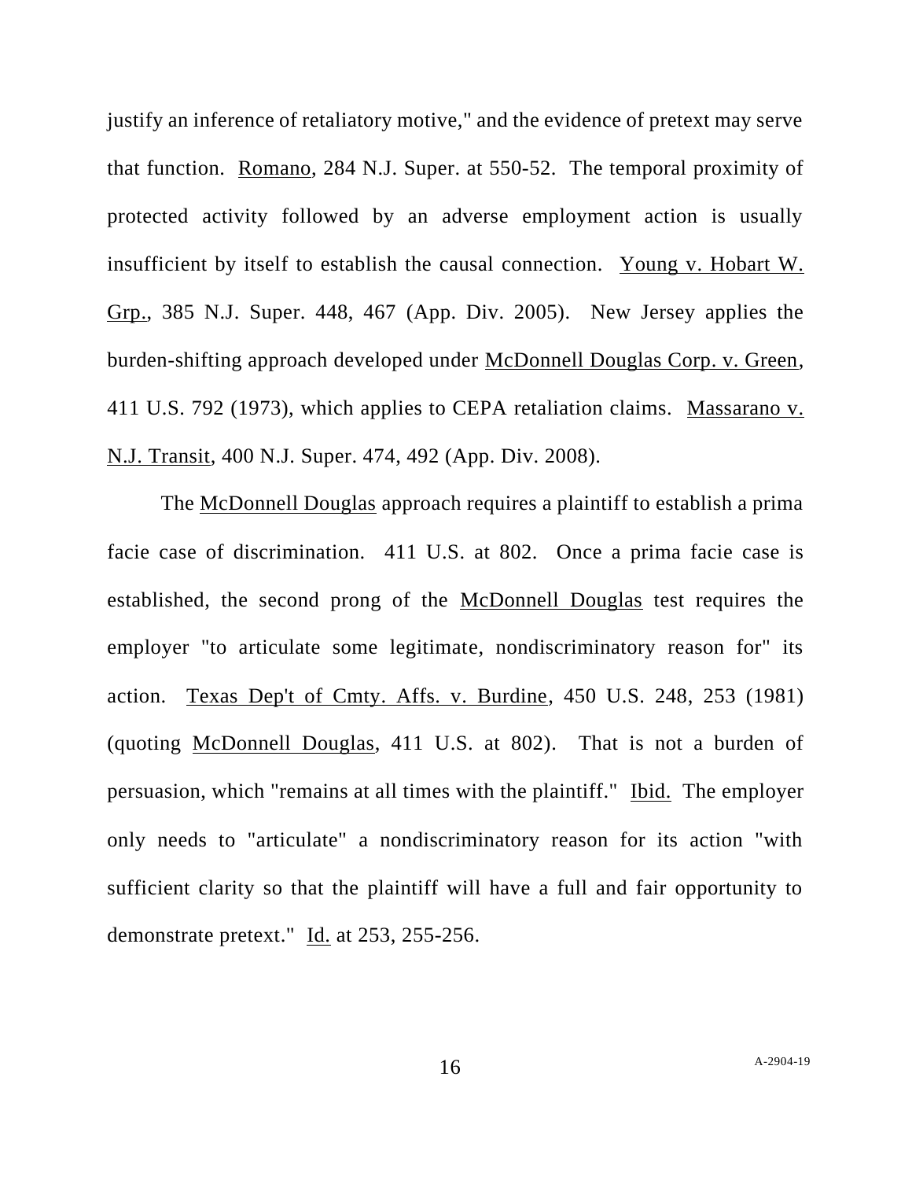justify an inference of retaliatory motive," and the evidence of pretext may serve that function. Romano, 284 N.J. Super. at 550-52. The temporal proximity of protected activity followed by an adverse employment action is usually insufficient by itself to establish the causal connection. Young v. Hobart W. Grp., 385 N.J. Super. 448, 467 (App. Div. 2005). New Jersey applies the burden-shifting approach developed under McDonnell Douglas Corp. v. Green, 411 U.S. 792 (1973), which applies to CEPA retaliation claims. Massarano v. N.J. Transit, 400 N.J. Super. 474, 492 (App. Div. 2008).

The McDonnell Douglas approach requires a plaintiff to establish a prima facie case of discrimination. 411 U.S. at 802. Once a prima facie case is established, the second prong of the McDonnell Douglas test requires the employer "to articulate some legitimate, nondiscriminatory reason for" its action. Texas Dep't of Cmty. Affs. v. Burdine, 450 U.S. 248, 253 (1981) (quoting McDonnell Douglas, 411 U.S. at 802). That is not a burden of persuasion, which "remains at all times with the plaintiff." Ibid. The employer only needs to "articulate" a nondiscriminatory reason for its action "with sufficient clarity so that the plaintiff will have a full and fair opportunity to demonstrate pretext." Id. at 253, 255-256.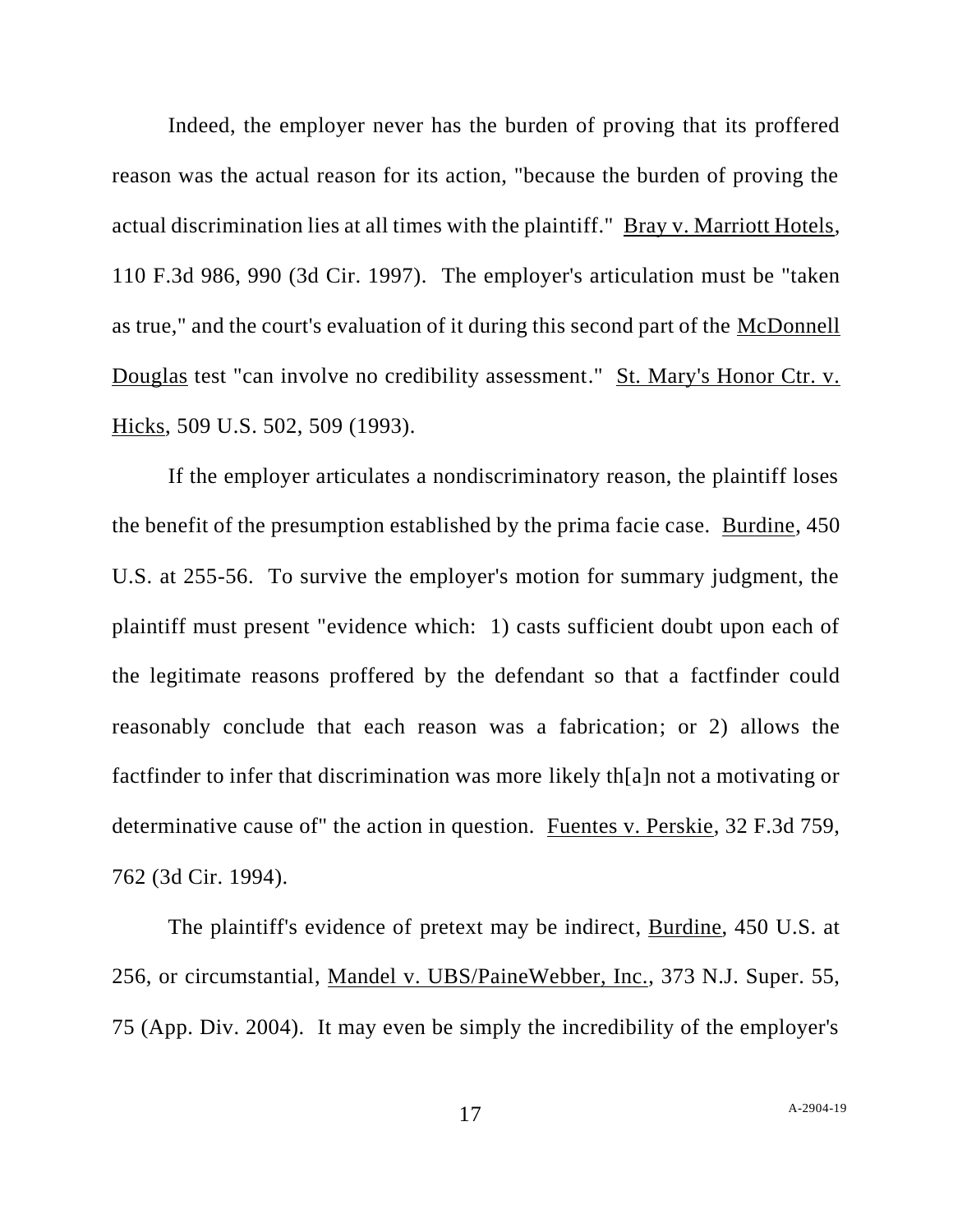Indeed, the employer never has the burden of proving that its proffered reason was the actual reason for its action, "because the burden of proving the actual discrimination lies at all times with the plaintiff." Bray v. Marriott Hotels, 110 F.3d 986, 990 (3d Cir. 1997). The employer's articulation must be "taken as true," and the court's evaluation of it during this second part of the McDonnell Douglas test "can involve no credibility assessment." St. Mary's Honor Ctr. v. Hicks, 509 U.S. 502, 509 (1993).

If the employer articulates a nondiscriminatory reason, the plaintiff loses the benefit of the presumption established by the prima facie case. Burdine, 450 U.S. at 255-56. To survive the employer's motion for summary judgment, the plaintiff must present "evidence which: 1) casts sufficient doubt upon each of the legitimate reasons proffered by the defendant so that a factfinder could reasonably conclude that each reason was a fabrication; or 2) allows the factfinder to infer that discrimination was more likely th[a]n not a motivating or determinative cause of" the action in question. Fuentes v. Perskie, 32 F.3d 759, 762 (3d Cir. 1994).

The plaintiff's evidence of pretext may be indirect, Burdine, 450 U.S. at 256, or circumstantial, Mandel v. UBS/PaineWebber, Inc., 373 N.J. Super. 55, 75 (App. Div. 2004). It may even be simply the incredibility of the employer's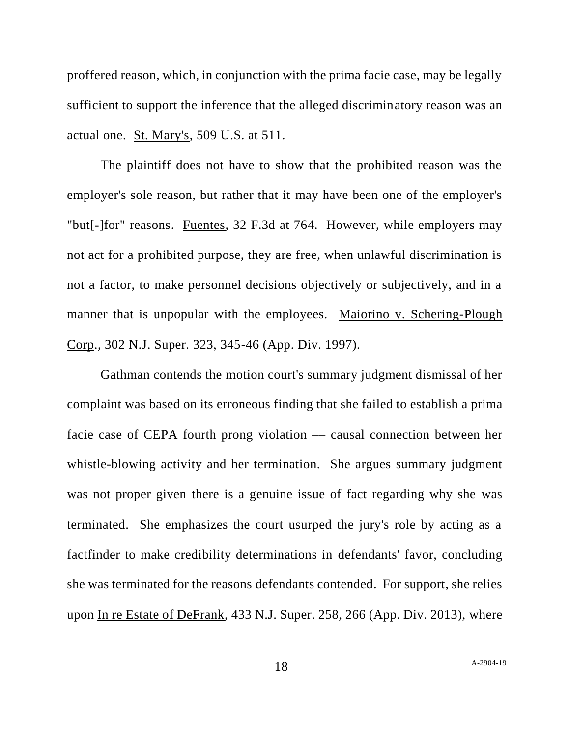proffered reason, which, in conjunction with the prima facie case, may be legally sufficient to support the inference that the alleged discriminatory reason was an actual one. St. Mary's, 509 U.S. at 511.

The plaintiff does not have to show that the prohibited reason was the employer's sole reason, but rather that it may have been one of the employer's "but[-]for" reasons. Fuentes, 32 F.3d at 764. However, while employers may not act for a prohibited purpose, they are free, when unlawful discrimination is not a factor, to make personnel decisions objectively or subjectively, and in a manner that is unpopular with the employees. Maiorino v. Schering-Plough Corp., 302 N.J. Super. 323, 345-46 (App. Div. 1997).

Gathman contends the motion court's summary judgment dismissal of her complaint was based on its erroneous finding that she failed to establish a prima facie case of CEPA fourth prong violation — causal connection between her whistle-blowing activity and her termination. She argues summary judgment was not proper given there is a genuine issue of fact regarding why she was terminated. She emphasizes the court usurped the jury's role by acting as a factfinder to make credibility determinations in defendants' favor, concluding she was terminated for the reasons defendants contended. For support, she relies upon In re Estate of DeFrank, 433 N.J. Super. 258, 266 (App. Div. 2013), where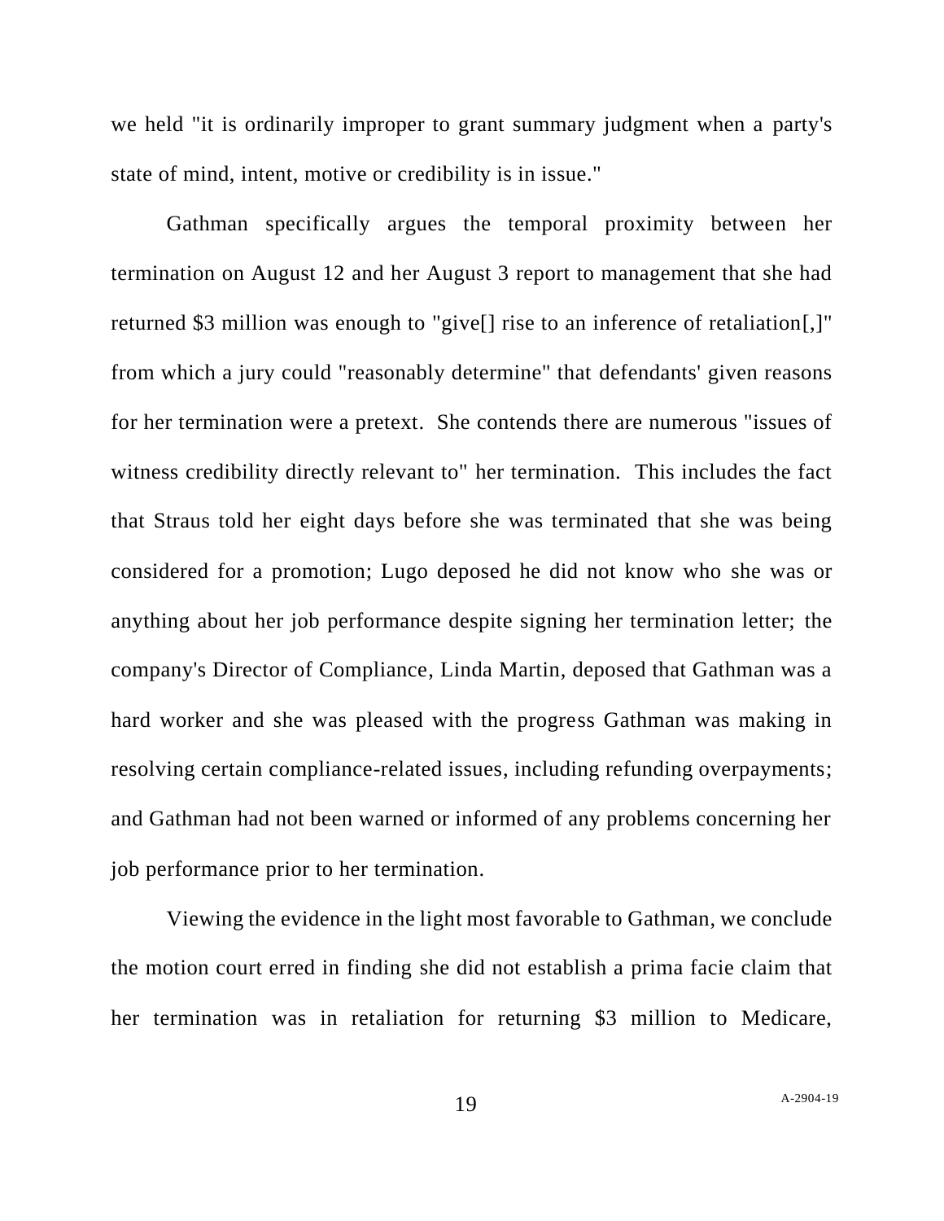we held "it is ordinarily improper to grant summary judgment when a party's state of mind, intent, motive or credibility is in issue."

Gathman specifically argues the temporal proximity between her termination on August 12 and her August 3 report to management that she had returned $3 million was enough to "give[] rise to an inference of retaliation[,]" from which a jury could "reasonably determine" that defendants' given reasons for her termination were a pretext. She contends there are numerous "issues of witness credibility directly relevant to" her termination. This includes the fact that Straus told her eight days before she was terminated that she was being considered for a promotion; Lugo deposed he did not know who she was or anything about her job performance despite signing her termination letter; the company's Director of Compliance, Linda Martin, deposed that Gathman was a hard worker and she was pleased with the progress Gathman was making in resolving certain compliance-related issues, including refunding overpayments; and Gathman had not been warned or informed of any problems concerning her job performance prior to her termination.

Viewing the evidence in the light most favorable to Gathman, we conclude the motion court erred in finding she did not establish a prima facie claim that her termination was in retaliation for returning $3 million to Medicare,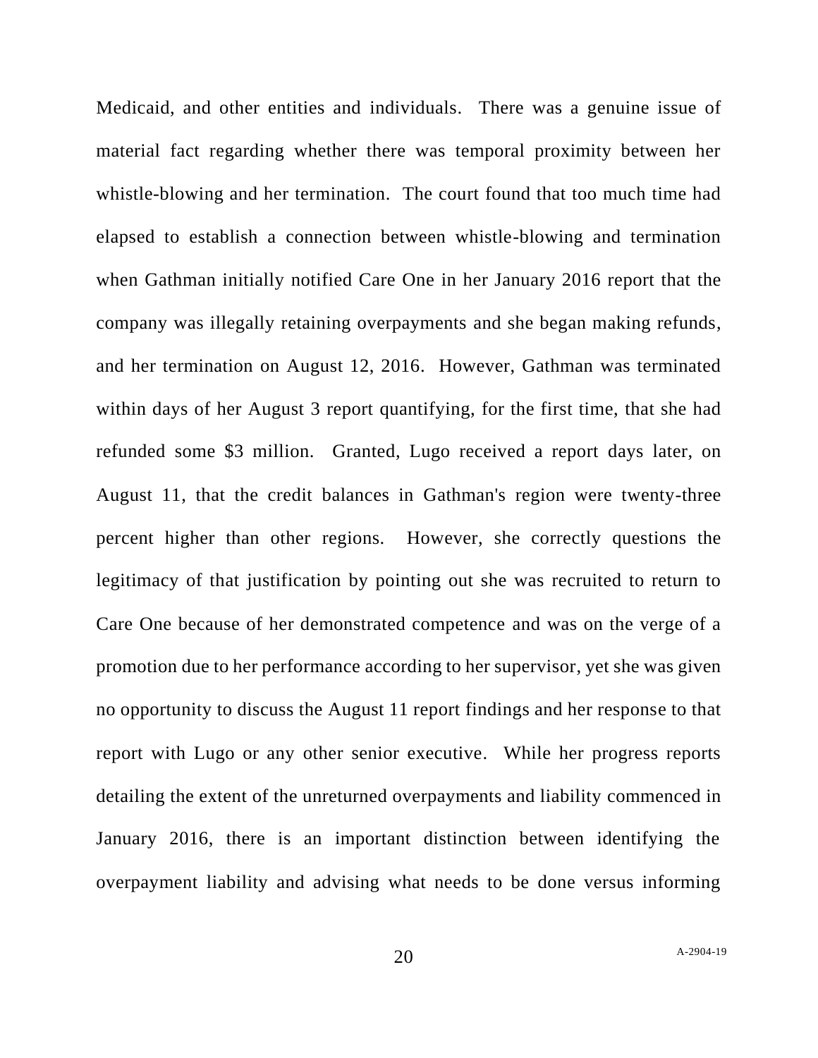Medicaid, and other entities and individuals. There was a genuine issue of material fact regarding whether there was temporal proximity between her whistle-blowing and her termination. The court found that too much time had elapsed to establish a connection between whistle-blowing and termination when Gathman initially notified Care One in her January 2016 report that the company was illegally retaining overpayments and she began making refunds, and her termination on August 12, 2016. However, Gathman was terminated within days of her August 3 report quantifying, for the first time, that she had refunded some $3 million. Granted, Lugo received a report days later, on August 11, that the credit balances in Gathman's region were twenty-three percent higher than other regions. However, she correctly questions the legitimacy of that justification by pointing out she was recruited to return to Care One because of her demonstrated competence and was on the verge of a promotion due to her performance according to her supervisor, yet she was given no opportunity to discuss the August 11 report findings and her response to that report with Lugo or any other senior executive. While her progress reports detailing the extent of the unreturned overpayments and liability commenced in January 2016, there is an important distinction between identifying the overpayment liability and advising what needs to be done versus informing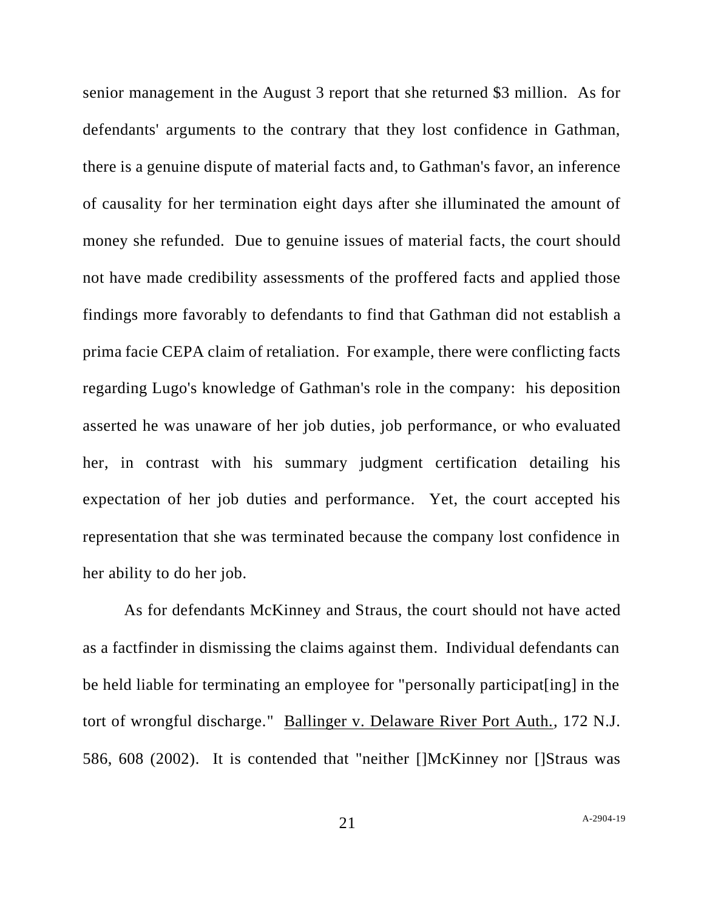senior management in the August 3 report that she returned $3 million. As for defendants' arguments to the contrary that they lost confidence in Gathman, there is a genuine dispute of material facts and, to Gathman's favor, an inference of causality for her termination eight days after she illuminated the amount of money she refunded. Due to genuine issues of material facts, the court should not have made credibility assessments of the proffered facts and applied those findings more favorably to defendants to find that Gathman did not establish a prima facie CEPA claim of retaliation. For example, there were conflicting facts regarding Lugo's knowledge of Gathman's role in the company: his deposition asserted he was unaware of her job duties, job performance, or who evaluated her, in contrast with his summary judgment certification detailing his expectation of her job duties and performance. Yet, the court accepted his representation that she was terminated because the company lost confidence in her ability to do her job.

As for defendants McKinney and Straus, the court should not have acted as a factfinder in dismissing the claims against them. Individual defendants can be held liable for terminating an employee for "personally participat[ing] in the tort of wrongful discharge." Ballinger v. Delaware River Port Auth., 172 N.J. 586, 608 (2002). It is contended that "neither []McKinney nor []Straus was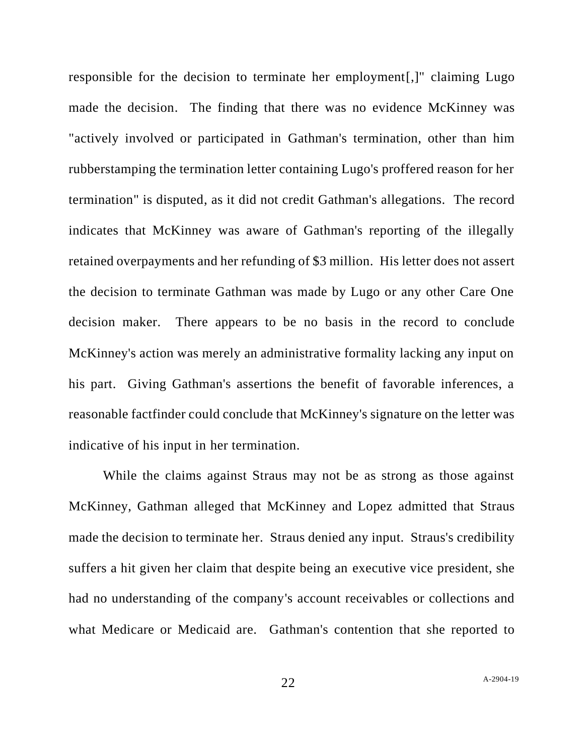responsible for the decision to terminate her employment[,]" claiming Lugo made the decision. The finding that there was no evidence McKinney was "actively involved or participated in Gathman's termination, other than him rubberstamping the termination letter containing Lugo's proffered reason for her termination" is disputed, as it did not credit Gathman's allegations. The record indicates that McKinney was aware of Gathman's reporting of the illegally retained overpayments and her refunding of $3 million. His letter does not assert the decision to terminate Gathman was made by Lugo or any other Care One decision maker. There appears to be no basis in the record to conclude McKinney's action was merely an administrative formality lacking any input on his part. Giving Gathman's assertions the benefit of favorable inferences, a reasonable factfinder could conclude that McKinney's signature on the letter was indicative of his input in her termination.

While the claims against Straus may not be as strong as those against McKinney, Gathman alleged that McKinney and Lopez admitted that Straus made the decision to terminate her. Straus denied any input. Straus's credibility suffers a hit given her claim that despite being an executive vice president, she had no understanding of the company's account receivables or collections and what Medicare or Medicaid are. Gathman's contention that she reported to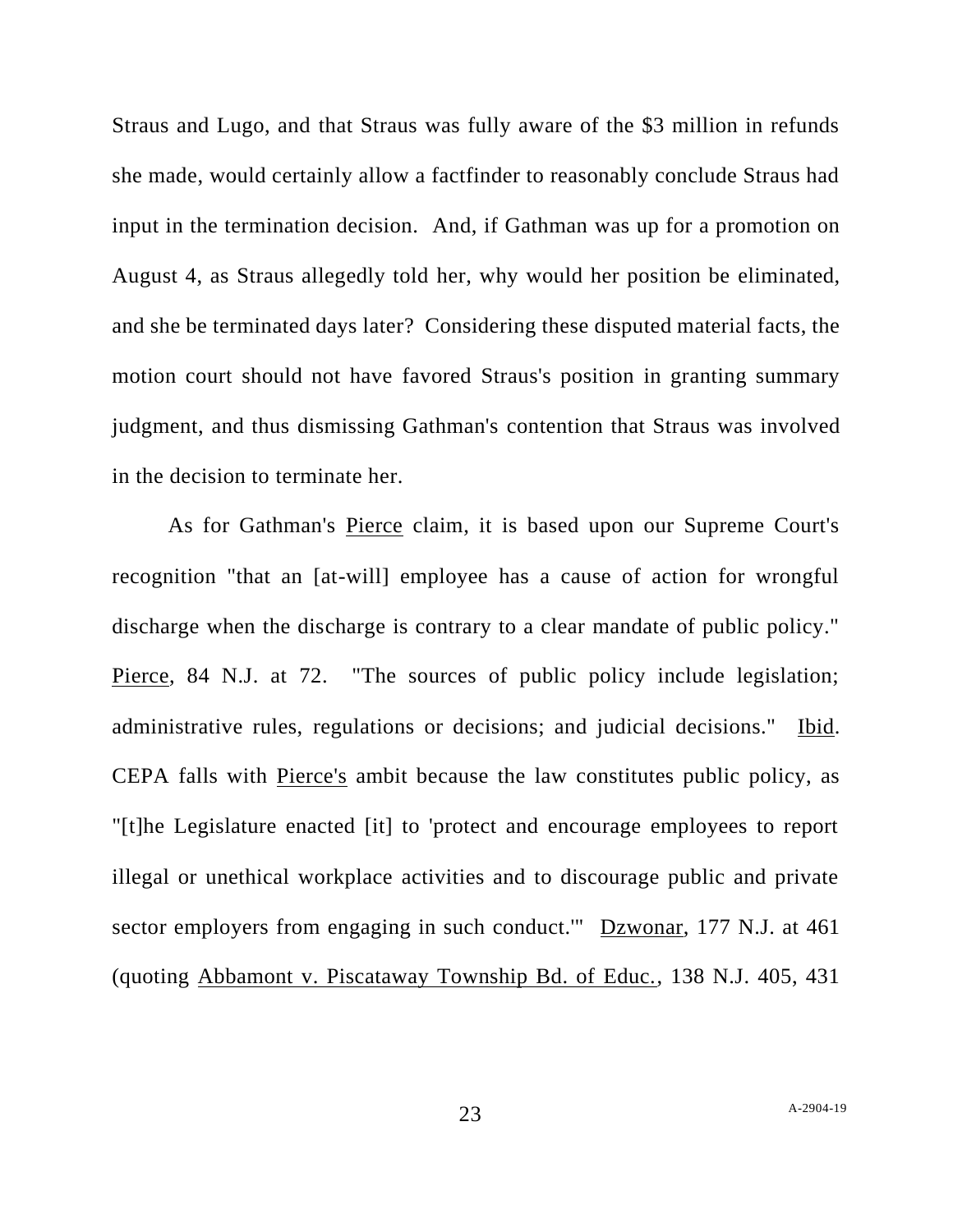Straus and Lugo, and that Straus was fully aware of the $3 million in refunds she made, would certainly allow a factfinder to reasonably conclude Straus had input in the termination decision. And, if Gathman was up for a promotion on August 4, as Straus allegedly told her, why would her position be eliminated, and she be terminated days later? Considering these disputed material facts, the motion court should not have favored Straus's position in granting summary judgment, and thus dismissing Gathman's contention that Straus was involved in the decision to terminate her.

As for Gathman's Pierce claim, it is based upon our Supreme Court's recognition "that an [at-will] employee has a cause of action for wrongful discharge when the discharge is contrary to a clear mandate of public policy." Pierce, 84 N.J. at 72. "The sources of public policy include legislation; administrative rules, regulations or decisions; and judicial decisions." Ibid. CEPA falls with Pierce's ambit because the law constitutes public policy, as "[t]he Legislature enacted [it] to 'protect and encourage employees to report illegal or unethical workplace activities and to discourage public and private sector employers from engaging in such conduct.'" Dzwonar, 177 N.J. at 461 (quoting Abbamont v. Piscataway Township Bd. of Educ., 138 N.J. 405, 431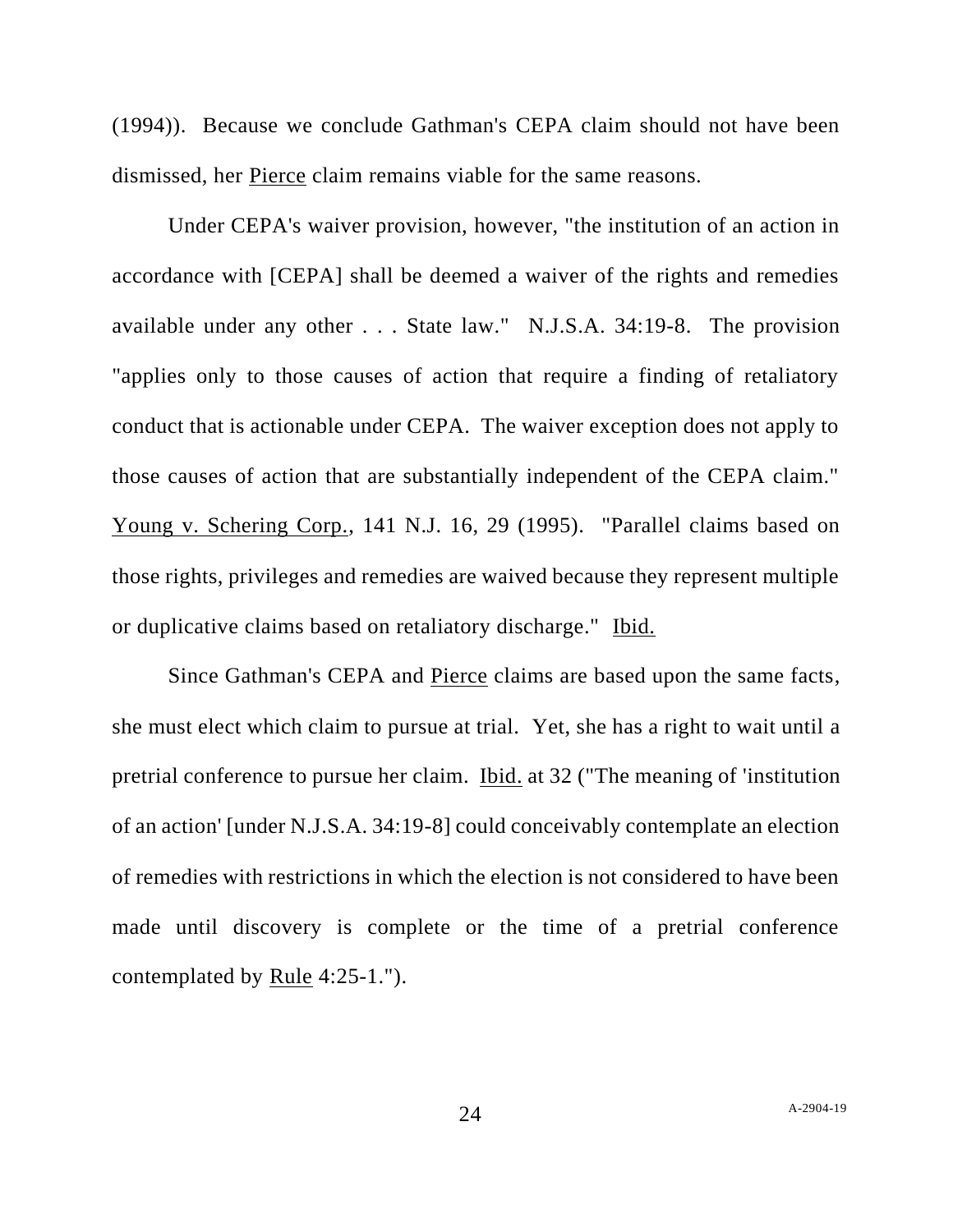(1994)). Because we conclude Gathman's CEPA claim should not have been dismissed, her Pierce claim remains viable for the same reasons.

Under CEPA's waiver provision, however, "the institution of an action in accordance with [CEPA] shall be deemed a waiver of the rights and remedies available under any other . . . State law." N.J.S.A. 34:19-8. The provision "applies only to those causes of action that require a finding of retaliatory conduct that is actionable under CEPA. The waiver exception does not apply to those causes of action that are substantially independent of the CEPA claim." Young v. Schering Corp., 141 N.J. 16, 29 (1995). "Parallel claims based on those rights, privileges and remedies are waived because they represent multiple or duplicative claims based on retaliatory discharge." Ibid.

Since Gathman's CEPA and Pierce claims are based upon the same facts, she must elect which claim to pursue at trial. Yet, she has a right to wait until a pretrial conference to pursue her claim. Ibid. at 32 ("The meaning of 'institution of an action' [under N.J.S.A. 34:19-8] could conceivably contemplate an election of remedies with restrictions in which the election is not considered to have been made until discovery is complete or the time of a pretrial conference contemplated by Rule 4:25-1.").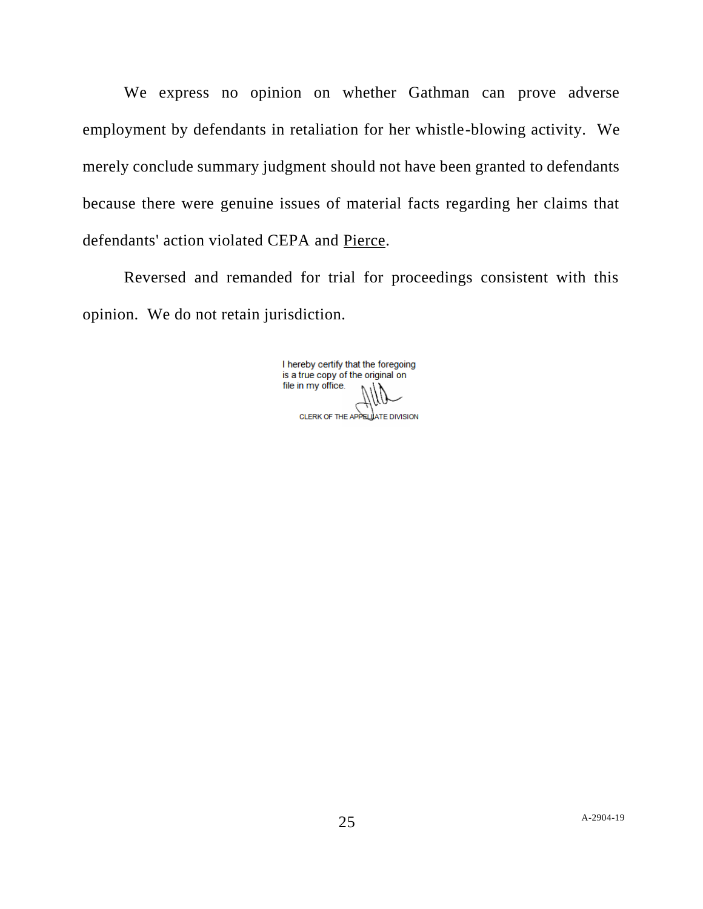We express no opinion on whether Gathman can prove adverse employment by defendants in retaliation for her whistle-blowing activity. We merely conclude summary judgment should not have been granted to defendants because there were genuine issues of material facts regarding her claims that defendants' action violated CEPA and Pierce.

Reversed and remanded for trial for proceedings consistent with this opinion. We do not retain jurisdiction.

I hereby certify that the foregoing is a true copy of the original on file in my office.

CLERK OF THE APPELLATE DIVISION

A-2904-19